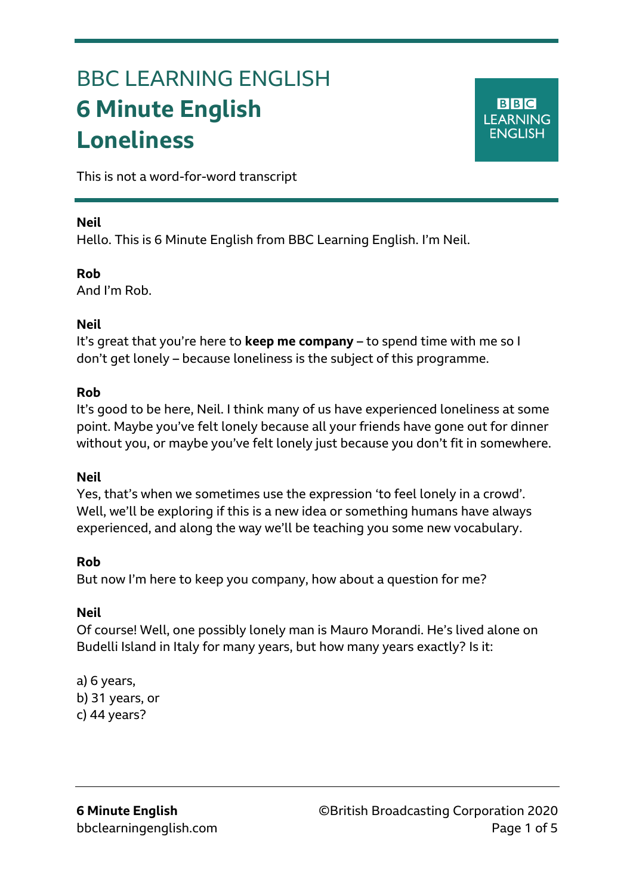BBC LEARNING ENGLISH

# 6 Minute English
# Loneliness

This is not a word-for-word transcript

**Neil**
Hello. This is 6 Minute English from BBC Learning English. I'm Neil.

**Rob**
And I'm Rob.

**Neil**
It's great that you're here to **keep me company** – to spend time with me so I don't get lonely – because loneliness is the subject of this programme.

**Rob**
It's good to be here, Neil. I think many of us have experienced loneliness at some point. Maybe you've felt lonely because all your friends have gone out for dinner without you, or maybe you've felt lonely just because you don't fit in somewhere.

**Neil**
Yes, that's when we sometimes use the expression 'to feel lonely in a crowd'. Well, we'll be exploring if this is a new idea or something humans have always experienced, and along the way we'll be teaching you some new vocabulary.

**Rob**
But now I'm here to keep you company, how about a question for me?

**Neil**
Of course! Well, one possibly lonely man is Mauro Morandi. He's lived alone on Budelli Island in Italy for many years, but how many years exactly? Is it:

a) 6 years,
b) 31 years, or
c) 44 years?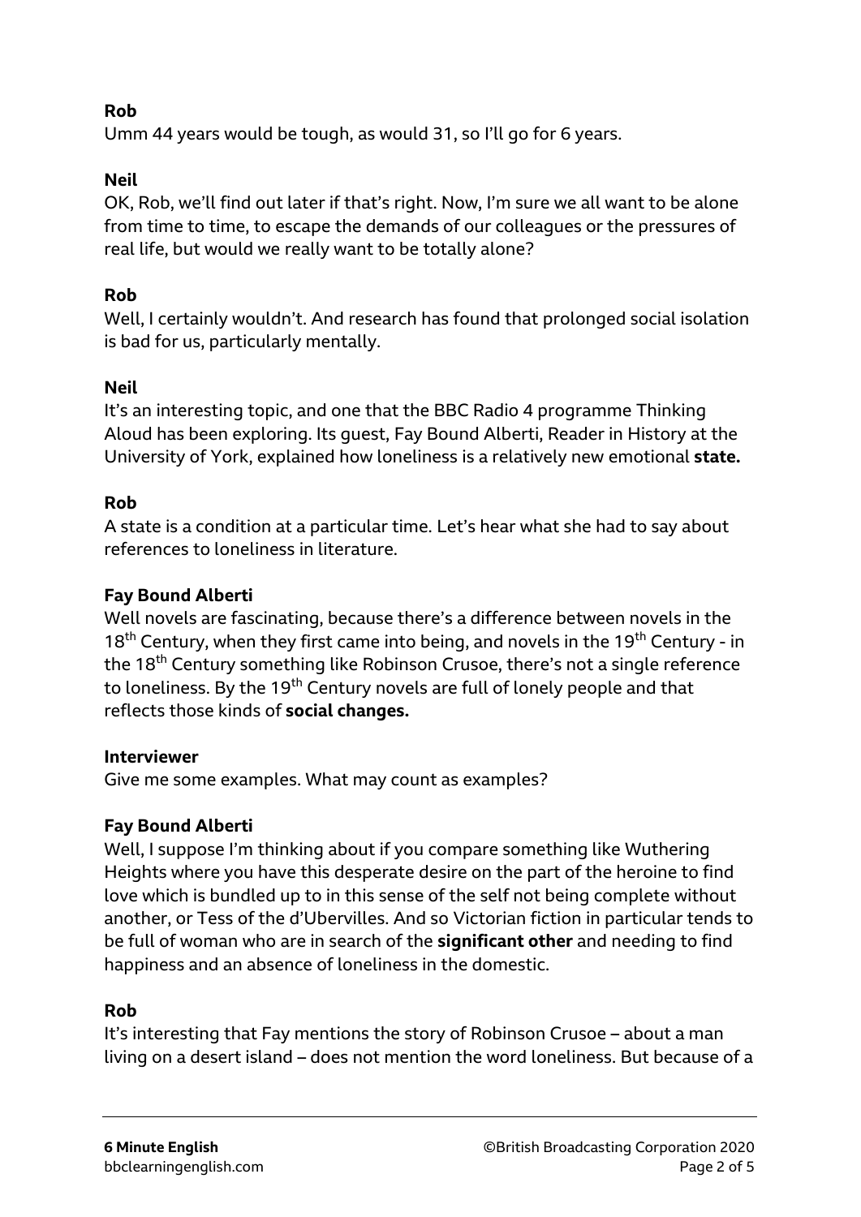**Rob**

Umm 44 years would be tough, as would 31, so I'll go for 6 years.

**Neil**

OK, Rob, we'll find out later if that's right. Now, I'm sure we all want to be alone from time to time, to escape the demands of our colleagues or the pressures of real life, but would we really want to be totally alone?

**Rob**

Well, I certainly wouldn't. And research has found that prolonged social isolation is bad for us, particularly mentally.

**Neil**

It's an interesting topic, and one that the BBC Radio 4 programme Thinking Aloud has been exploring. Its guest, Fay Bound Alberti, Reader in History at the University of York, explained how loneliness is a relatively new emotional **state.**

**Rob**

A state is a condition at a particular time. Let's hear what she had to say about references to loneliness in literature.

**Fay Bound Alberti**

Well novels are fascinating, because there's a difference between novels in the 18th Century, when they first came into being, and novels in the 19th Century - in the 18th Century something like Robinson Crusoe, there's not a single reference to loneliness. By the 19th Century novels are full of lonely people and that reflects those kinds of **social changes.**

**Interviewer**

Give me some examples. What may count as examples?

**Fay Bound Alberti**

Well, I suppose I'm thinking about if you compare something like Wuthering Heights where you have this desperate desire on the part of the heroine to find love which is bundled up to in this sense of the self not being complete without another, or Tess of the d'Ubervilles. And so Victorian fiction in particular tends to be full of woman who are in search of the **significant other** and needing to find happiness and an absence of loneliness in the domestic.

**Rob**

It's interesting that Fay mentions the story of Robinson Crusoe – about a man living on a desert island – does not mention the word loneliness. But because of a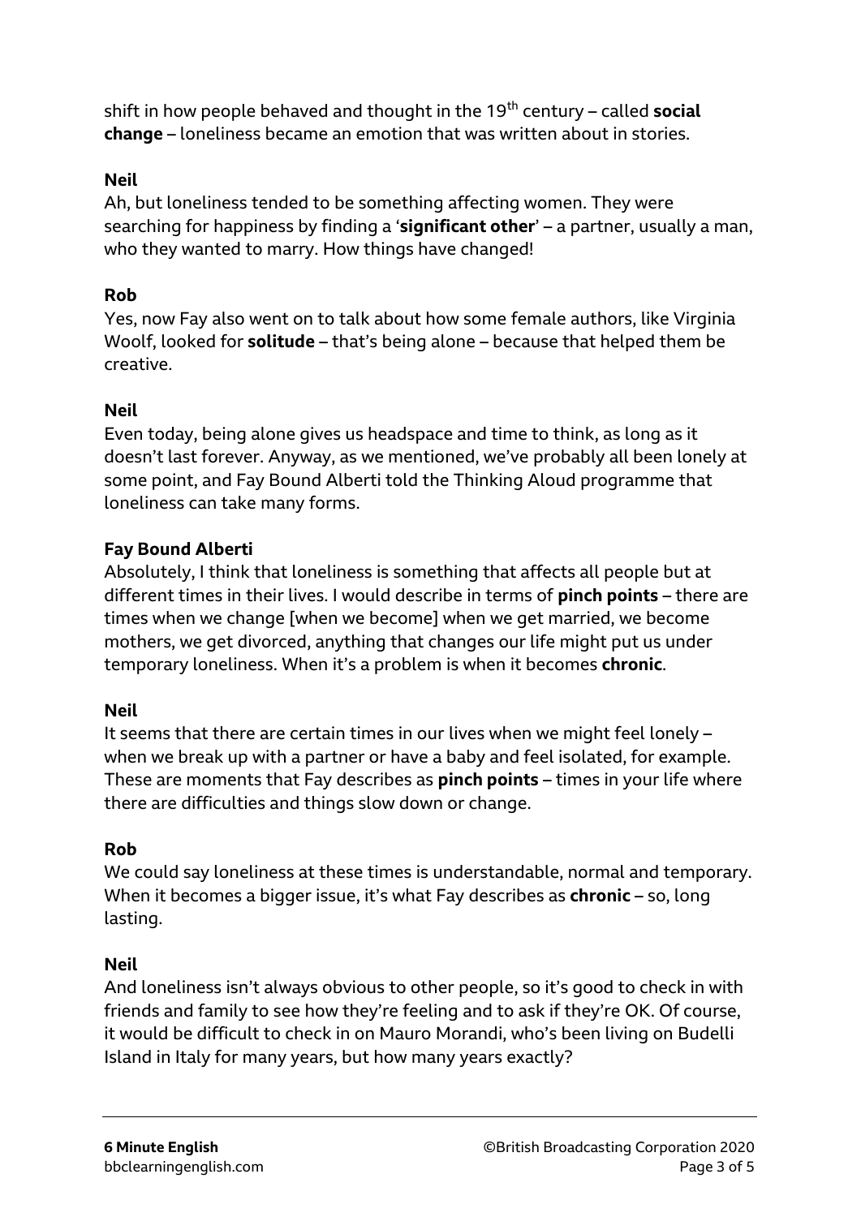shift in how people behaved and thought in the 19th century – called **social change** – loneliness became an emotion that was written about in stories.

**Neil**
Ah, but loneliness tended to be something affecting women. They were searching for happiness by finding a '**significant other**' – a partner, usually a man, who they wanted to marry. How things have changed!

**Rob**
Yes, now Fay also went on to talk about how some female authors, like Virginia Woolf, looked for **solitude** – that's being alone – because that helped them be creative.

**Neil**
Even today, being alone gives us headspace and time to think, as long as it doesn't last forever. Anyway, as we mentioned, we've probably all been lonely at some point, and Fay Bound Alberti told the Thinking Aloud programme that loneliness can take many forms.

**Fay Bound Alberti**
Absolutely, I think that loneliness is something that affects all people but at different times in their lives. I would describe in terms of **pinch points** – there are times when we change [when we become] when we get married, we become mothers, we get divorced, anything that changes our life might put us under temporary loneliness. When it's a problem is when it becomes **chronic**.

**Neil**
It seems that there are certain times in our lives when we might feel lonely – when we break up with a partner or have a baby and feel isolated, for example. These are moments that Fay describes as **pinch points** – times in your life where there are difficulties and things slow down or change.

**Rob**
We could say loneliness at these times is understandable, normal and temporary. When it becomes a bigger issue, it's what Fay describes as **chronic** – so, long lasting.

**Neil**
And loneliness isn't always obvious to other people, so it's good to check in with friends and family to see how they're feeling and to ask if they're OK. Of course, it would be difficult to check in on Mauro Morandi, who's been living on Budelli Island in Italy for many years, but how many years exactly?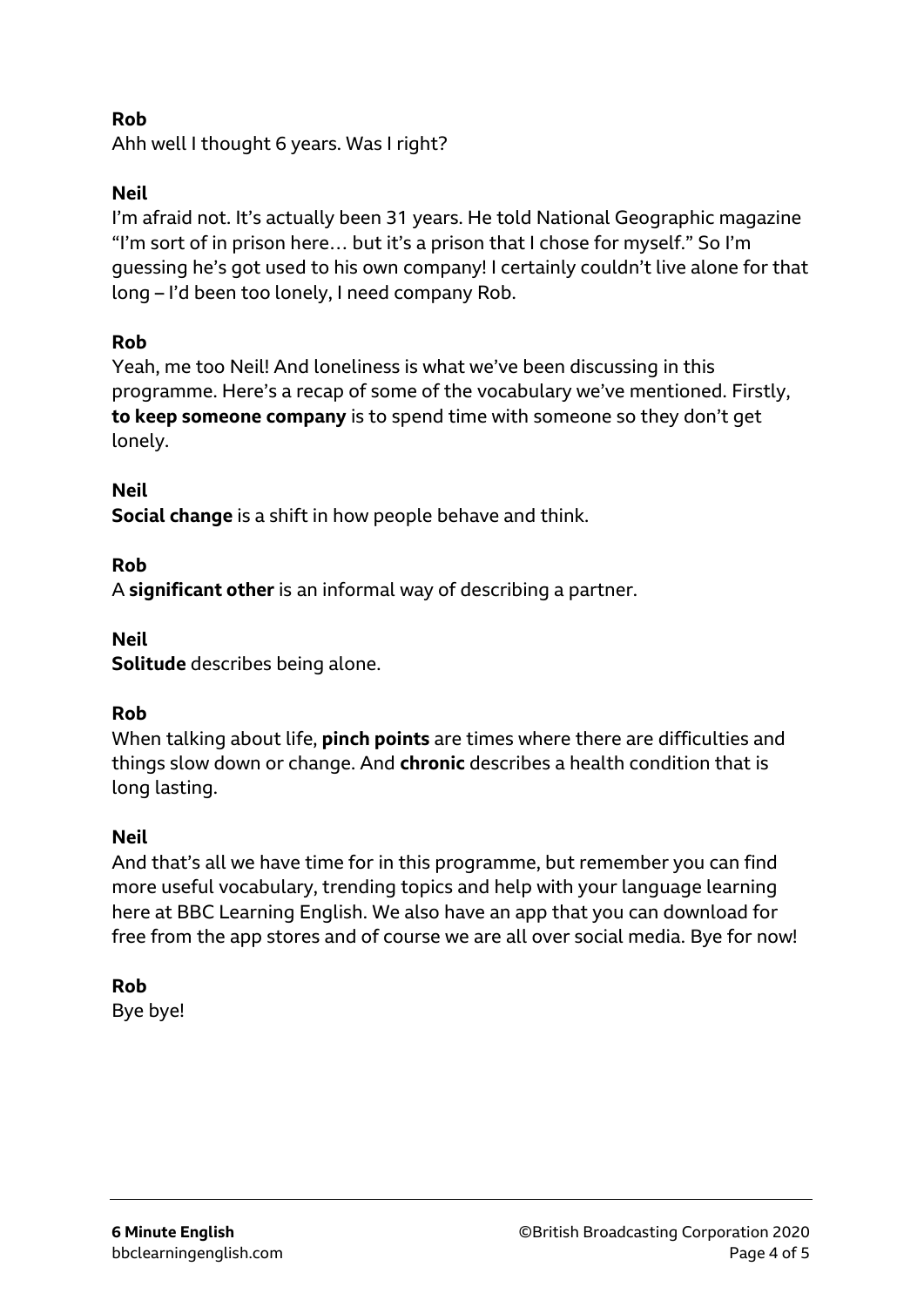**Rob**
Ahh well I thought 6 years. Was I right?

**Neil**
I'm afraid not. It's actually been 31 years. He told National Geographic magazine "I'm sort of in prison here… but it's a prison that I chose for myself." So I'm guessing he's got used to his own company! I certainly couldn't live alone for that long – I'd been too lonely, I need company Rob.

**Rob**
Yeah, me too Neil! And loneliness is what we've been discussing in this programme. Here's a recap of some of the vocabulary we've mentioned. Firstly, **to keep someone company** is to spend time with someone so they don't get lonely.

**Neil**
**Social change** is a shift in how people behave and think.

**Rob**
A **significant other** is an informal way of describing a partner.

**Neil**
**Solitude** describes being alone.

**Rob**
When talking about life, **pinch points** are times where there are difficulties and things slow down or change. And **chronic** describes a health condition that is long lasting.

**Neil**
And that's all we have time for in this programme, but remember you can find more useful vocabulary, trending topics and help with your language learning here at BBC Learning English. We also have an app that you can download for free from the app stores and of course we are all over social media. Bye for now!

**Rob**
Bye bye!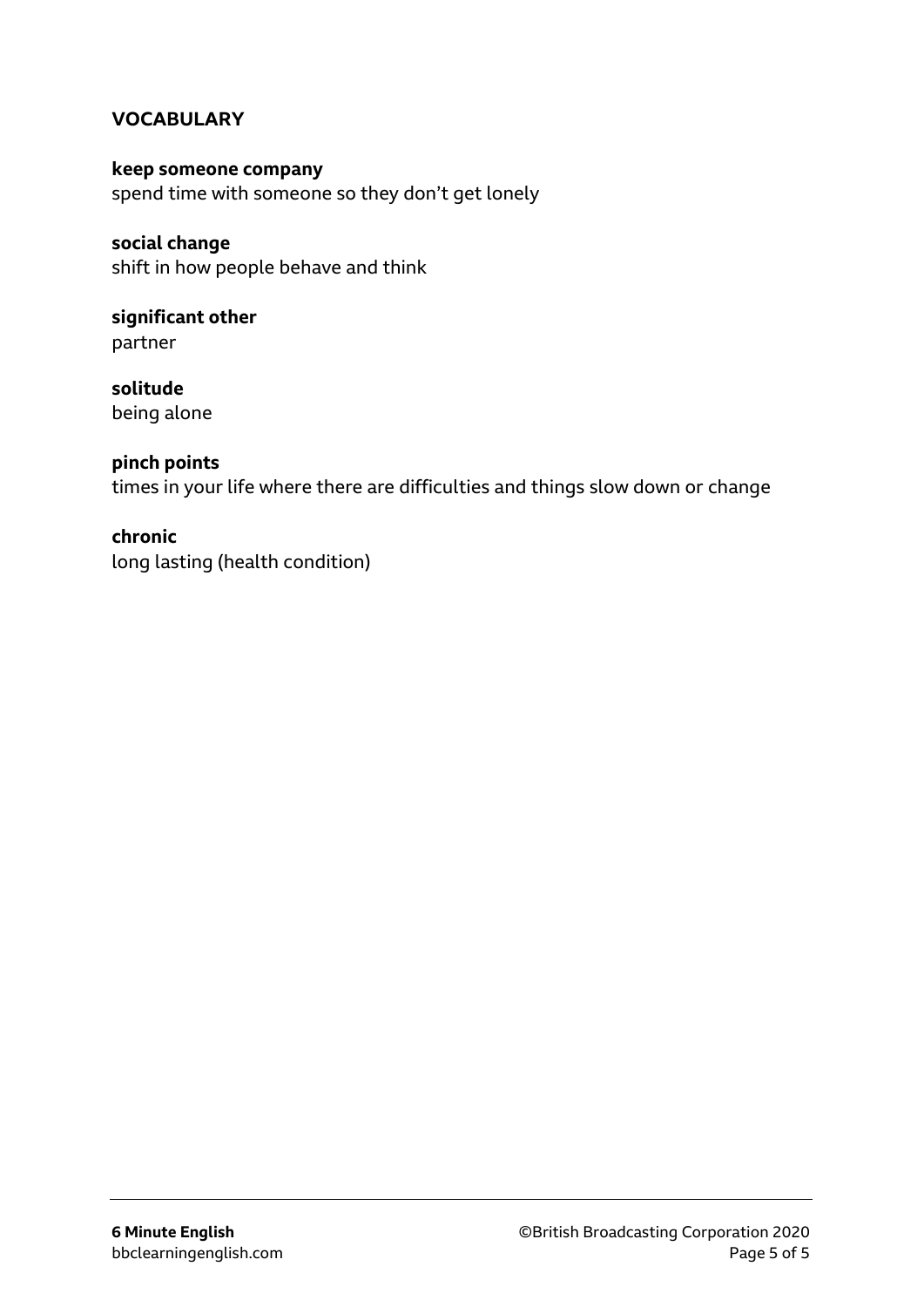## VOCABULARY

**keep someone company**
spend time with someone so they don't get lonely

**social change**
shift in how people behave and think

**significant other**
partner

**solitude**
being alone

**pinch points**
times in your life where there are difficulties and things slow down or change

**chronic**
long lasting (health condition)